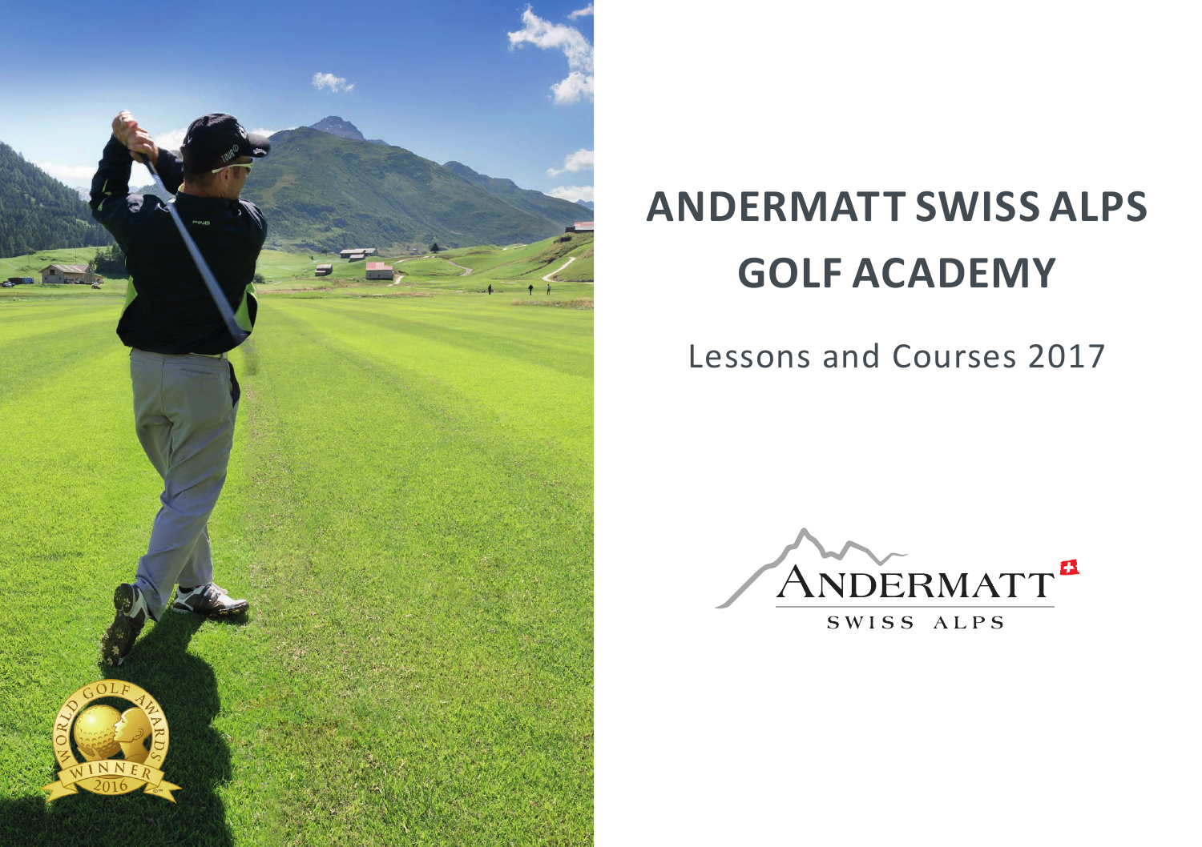# ANDERMATT SWISS ALPS GOLF ACADEMY

Lessons and Courses 2017

ANDERMATT

SWISS ALPS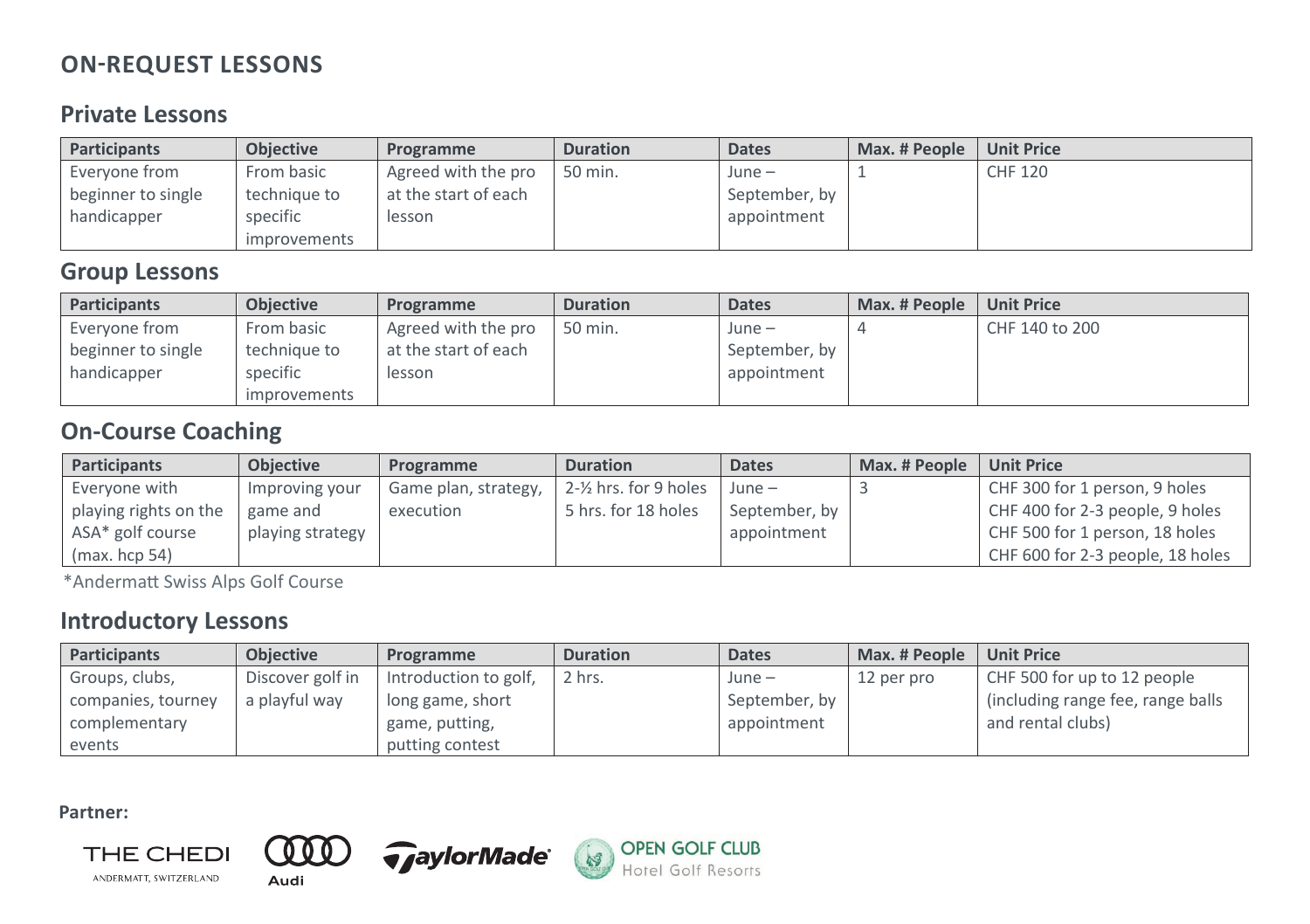# ON-REQUEST LESSONS

## Private Lessons

| Participants | Objective | Programme | Duration | Dates | Max. # People | Unit Price |
|---|---|---|---|---|---|---|
| Everyone from beginner to single handicapper | From basic technique to specific improvements | Agreed with the pro at the start of each lesson | 50 min. | June – September, by appointment | 1 | CHF 120 |

## Group Lessons

| Participants | Objective | Programme | Duration | Dates | Max. # People | Unit Price |
|---|---|---|---|---|---|---|
| Everyone from beginner to single handicapper | From basic technique to specific improvements | Agreed with the pro at the start of each lesson | 50 min. | June – September, by appointment | 4 | CHF 140 to 200 |

## On-Course Coaching

| Participants | Objective | Programme | Duration | Dates | Max. # People | Unit Price |
|---|---|---|---|---|---|---|
| Everyone with playing rights on the ASA* golf course (max. hcp 54) | Improving your game and playing strategy | Game plan, strategy, execution | 2-½ hrs. for 9 holes<br>5 hrs. for 18 holes | June – September, by appointment | 3 | CHF 300 for 1 person, 9 holes<br>CHF 400 for 2-3 people, 9 holes<br>CHF 500 for 1 person, 18 holes<br>CHF 600 for 2-3 people, 18 holes |

*Andermatt Swiss Alps Golf Course

## Introductory Lessons

| Participants | Objective | Programme | Duration | Dates | Max. # People | Unit Price |
|---|---|---|---|---|---|---|
| Groups, clubs, companies, tourney complementary events | Discover golf in a playful way | Introduction to golf, long game, short game, putting, putting contest | 2 hrs. | June – September, by appointment | 12 per pro | CHF 500 for up to 12 people (including range fee, range balls and rental clubs) |

**Partner:**

THE CHEDI ANDERMATT, SWITZERLAND · Audi · TaylorMade · OPEN GOLF CLUB Hotel Golf Resorts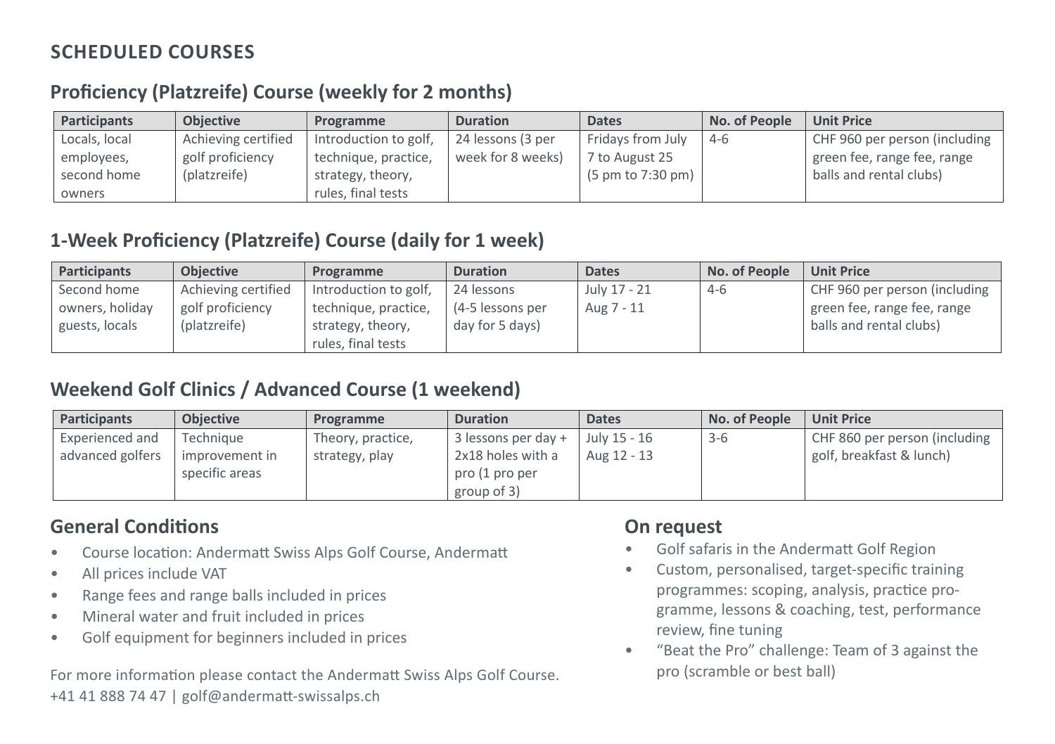## SCHEDULED COURSES

### Proficiency (Platzreife) Course (weekly for 2 months)

| Participants | Objective | Programme | Duration | Dates | No. of People | Unit Price |
|---|---|---|---|---|---|---|
| Locals, local employees, second home owners | Achieving certified golf proficiency (platzreife) | Introduction to golf, technique, practice, strategy, theory, rules, final tests | 24 lessons (3 per week for 8 weeks) | Fridays from July 7 to August 25 (5 pm to 7:30 pm) | 4-6 | CHF 960 per person (including green fee, range fee, range balls and rental clubs) |

### 1-Week Proficiency (Platzreife) Course (daily for 1 week)

| Participants | Objective | Programme | Duration | Dates | No. of People | Unit Price |
|---|---|---|---|---|---|---|
| Second home owners, holiday guests, locals | Achieving certified golf proficiency (platzreife) | Introduction to golf, technique, practice, strategy, theory, rules, final tests | 24 lessons (4-5 lessons per day for 5 days) | July 17 - 21<br>Aug 7 - 11 | 4-6 | CHF 960 per person (including green fee, range fee, range balls and rental clubs) |

### Weekend Golf Clinics / Advanced Course (1 weekend)

| Participants | Objective | Programme | Duration | Dates | No. of People | Unit Price |
|---|---|---|---|---|---|---|
| Experienced and advanced golfers | Technique improvement in specific areas | Theory, practice, strategy, play | 3 lessons per day + 2x18 holes with a pro (1 pro per group of 3) | July 15 - 16<br>Aug 12 - 13 | 3-6 | CHF 860 per person (including golf, breakfast & lunch) |

### General Conditions

- Course location: Andermatt Swiss Alps Golf Course, Andermatt
- All prices include VAT
- Range fees and range balls included in prices
- Mineral water and fruit included in prices
- Golf equipment for beginners included in prices

For more information please contact the Andermatt Swiss Alps Golf Course.
+41 41 888 74 47 | golf@andermatt-swissalps.ch

### On request

- Golf safaris in the Andermatt Golf Region
- Custom, personalised, target-specific training programmes: scoping, analysis, practice programme, lessons & coaching, test, performance review, fine tuning
- "Beat the Pro" challenge: Team of 3 against the pro (scramble or best ball)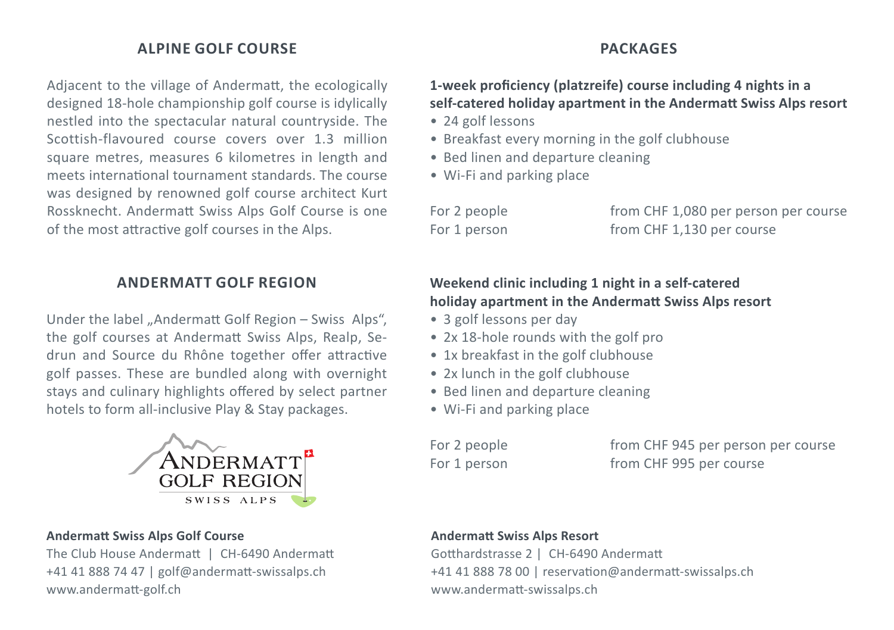## ALPINE GOLF COURSE

Adjacent to the village of Andermatt, the ecologically designed 18-hole championship golf course is idylically nestled into the spectacular natural countryside. The Scottish-flavoured course covers over 1.3 million square metres, measures 6 kilometres in length and meets international tournament standards. The course was designed by renowned golf course architect Kurt Rossknecht. Andermatt Swiss Alps Golf Course is one of the most attractive golf courses in the Alps.

## ANDERMATT GOLF REGION

Under the label „Andermatt Golf Region – Swiss Alps", the golf courses at Andermatt Swiss Alps, Realp, Sedrun and Source du Rhône together offer attractive golf passes. These are bundled along with overnight stays and culinary highlights offered by select partner hotels to form all-inclusive Play & Stay packages.

ANDERMATT GOLF REGION
SWISS ALPS

**Andermatt Swiss Alps Golf Course**
The Club House Andermatt | CH-6490 Andermatt
+41 41 888 74 47 | golf@andermatt-swissalps.ch
www.andermatt-golf.ch

## PACKAGES

**1-week proficiency (platzreife) course including 4 nights in a self-catered holiday apartment in the Andermatt Swiss Alps resort**

- 24 golf lessons
- Breakfast every morning in the golf clubhouse
- Bed linen and departure cleaning
- Wi-Fi and parking place

| | |
|---|---|
| For 2 people | from CHF 1,080 per person per course |
| For 1 person | from CHF 1,130 per course |

**Weekend clinic including 1 night in a self-catered holiday apartment in the Andermatt Swiss Alps resort**

- 3 golf lessons per day
- 2x 18-hole rounds with the golf pro
- 1x breakfast in the golf clubhouse
- 2x lunch in the golf clubhouse
- Bed linen and departure cleaning
- Wi-Fi and parking place

| | |
|---|---|
| For 2 people | from CHF 945 per person per course |
| For 1 person | from CHF 995 per course |

**Andermatt Swiss Alps Resort**
Gotthardstrasse 2 | CH-6490 Andermatt
+41 41 888 78 00 | reservation@andermatt-swissalps.ch
www.andermatt-swissalps.ch